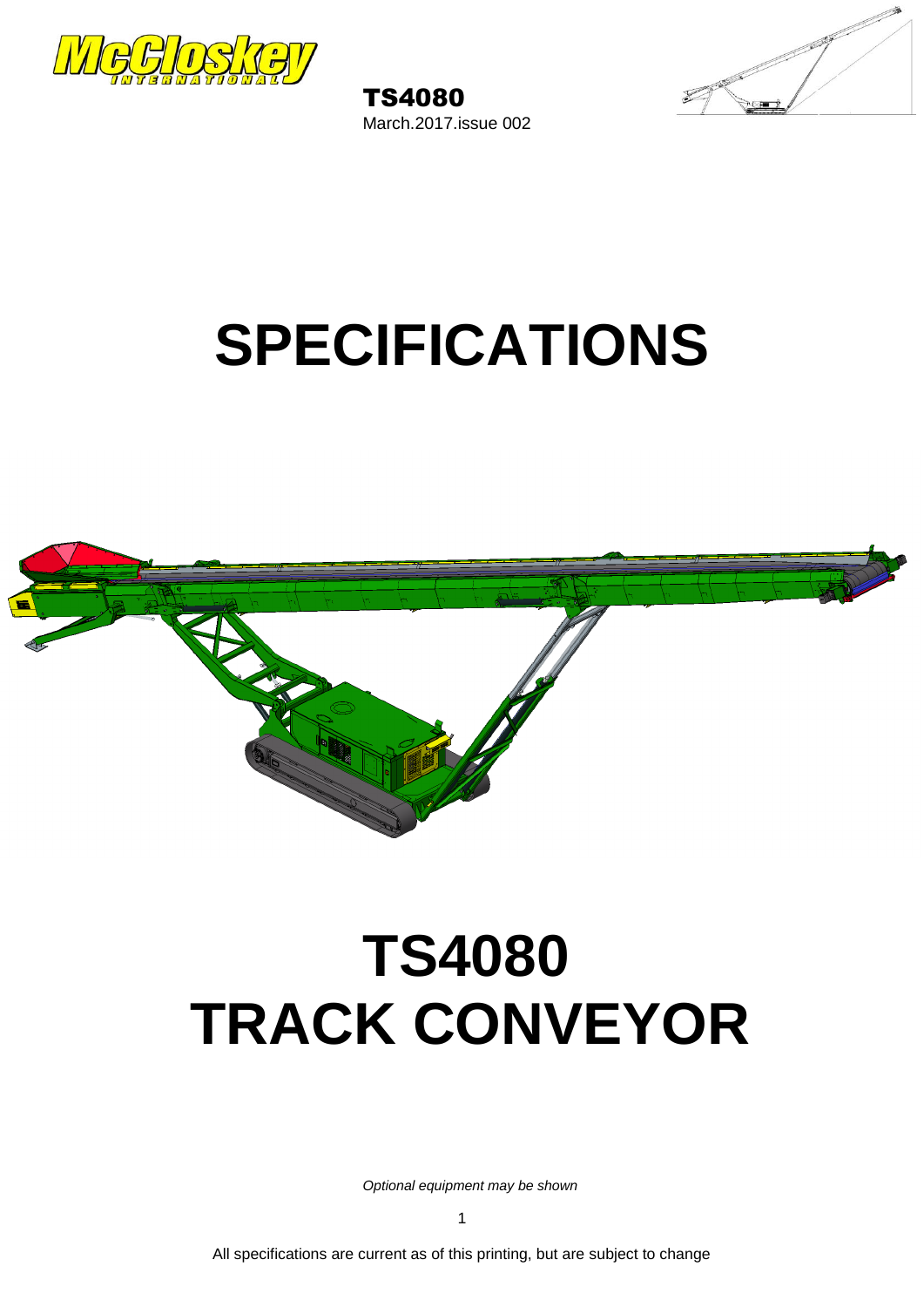TS4080

March.2017.issue 002

# SPECIFICATIONS

# TS4080
# TRACK CONVEYOR

*Optional equipment may be shown*

All specifications are current as of this printing, but are subject to change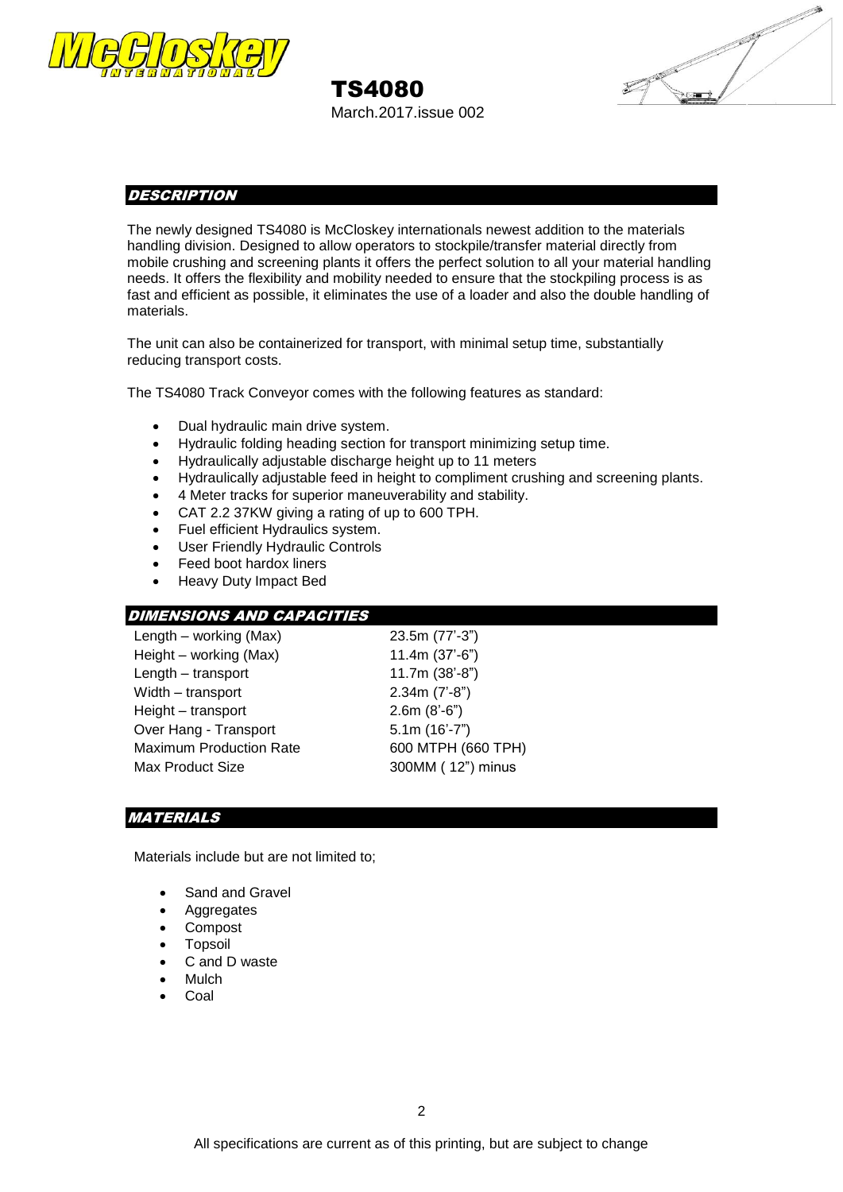# TS4080

March.2017.issue 002

## DESCRIPTION

The newly designed TS4080 is McCloskey internationals newest addition to the materials handling division. Designed to allow operators to stockpile/transfer material directly from mobile crushing and screening plants it offers the perfect solution to all your material handling needs. It offers the flexibility and mobility needed to ensure that the stockpiling process is as fast and efficient as possible, it eliminates the use of a loader and also the double handling of materials.

The unit can also be containerized for transport, with minimal setup time, substantially reducing transport costs.

The TS4080 Track Conveyor comes with the following features as standard:

- Dual hydraulic main drive system.
- Hydraulic folding heading section for transport minimizing setup time.
- Hydraulically adjustable discharge height up to 11 meters
- Hydraulically adjustable feed in height to compliment crushing and screening plants.
- 4 Meter tracks for superior maneuverability and stability.
- CAT 2.2 37KW giving a rating of up to 600 TPH.
- Fuel efficient Hydraulics system.
- User Friendly Hydraulic Controls
- Feed boot hardox liners
- Heavy Duty Impact Bed

## DIMENSIONS AND CAPACITIES

| | |
|---|---|
| Length – working (Max) | 23.5m (77'-3") |
| Height – working (Max) | 11.4m (37'-6") |
| Length – transport | 11.7m (38'-8") |
| Width – transport | 2.34m (7'-8") |
| Height – transport | 2.6m (8'-6") |
| Over Hang - Transport | 5.1m (16'-7") |
| Maximum Production Rate | 600 MTPH (660 TPH) |
| Max Product Size | 300MM ( 12") minus |

## MATERIALS

Materials include but are not limited to;

- Sand and Gravel
- Aggregates
- Compost
- Topsoil
- C and D waste
- Mulch
- Coal

All specifications are current as of this printing, but are subject to change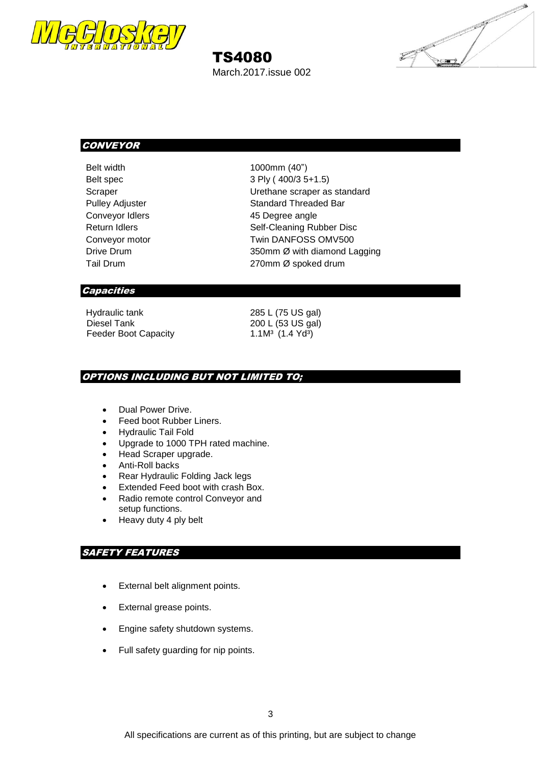# TS4080

March.2017.issue 002

## CONVEYOR

| | |
|---|---|
| Belt width | 1000mm (40") |
| Belt spec | 3 Ply ( 400/3 5+1.5) |
| Scraper | Urethane scraper as standard |
| Pulley Adjuster | Standard Threaded Bar |
| Conveyor Idlers | 45 Degree angle |
| Return Idlers | Self-Cleaning Rubber Disc |
| Conveyor motor | Twin DANFOSS OMV500 |
| Drive Drum | 350mm Ø with diamond Lagging |
| Tail Drum | 270mm Ø spoked drum |

## Capacities

| | |
|---|---|
| Hydraulic tank | 285 L (75 US gal) |
| Diesel Tank | 200 L (53 US gal) |
| Feeder Boot Capacity | 1.1M³ (1.4 Yd³) |

## OPTIONS INCLUDING BUT NOT LIMITED TO;

- Dual Power Drive.
- Feed boot Rubber Liners.
- Hydraulic Tail Fold
- Upgrade to 1000 TPH rated machine.
- Head Scraper upgrade.
- Anti-Roll backs
- Rear Hydraulic Folding Jack legs
- Extended Feed boot with crash Box.
- Radio remote control Conveyor and setup functions.
- Heavy duty 4 ply belt

## SAFETY FEATURES

- External belt alignment points.
- External grease points.
- Engine safety shutdown systems.
- Full safety guarding for nip points.

All specifications are current as of this printing, but are subject to change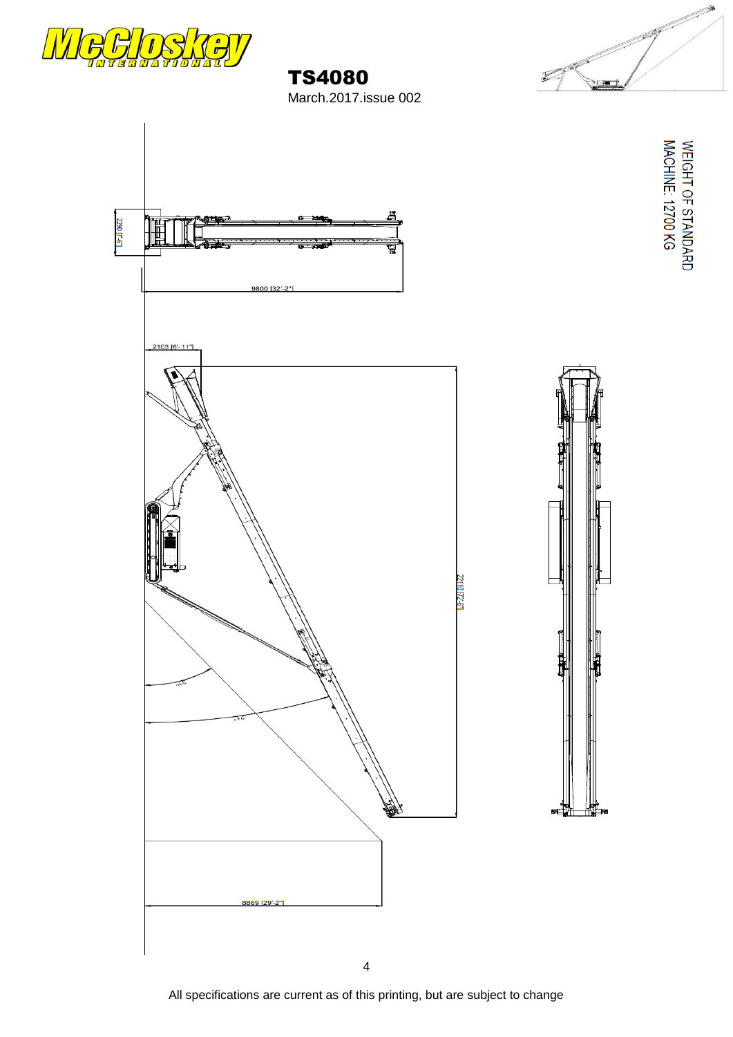# TS4080

March.2017.issue 002

WEIGHT OF STANDARD
MACHINE: 12700 KG

2290 [7'-6"]

9800 [32'-2"]

2103 [6'-11"]

22110 [72-6"]

27°

21°

8889 [29'-2"]

All specifications are current as of this printing, but are subject to change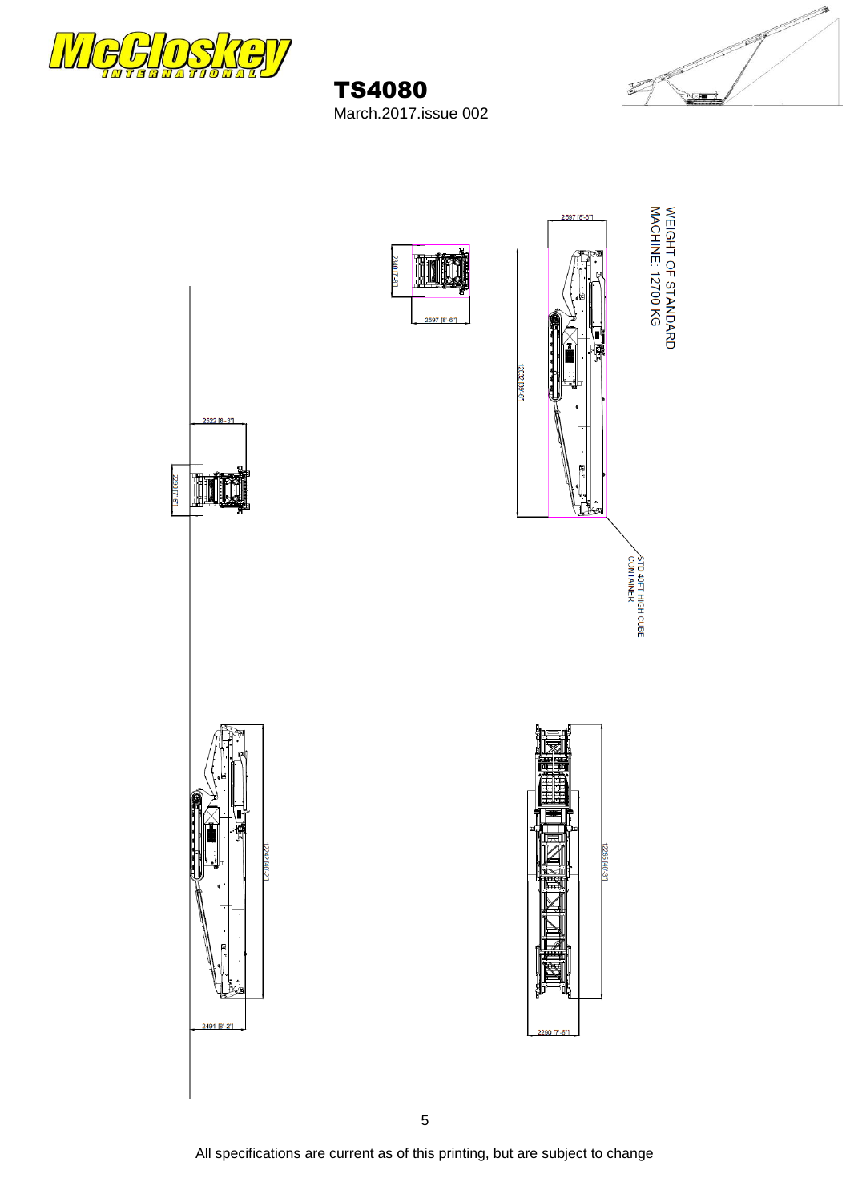# TS4080

March.2017.issue 002

WEIGHT OF STANDARD MACHINE: 12700 KG

2597 [8'-6"]

2340 [7'-8"]

2597 [8'-6"]

12032 [39'-6"]

STD 40FT HIGH CUBE CONTAINER

2522 [8'-3"]

2290 [7'-6"]

12242 [40'-2"]

2491 [8'-2"]

12265 [40'-3"]

2290 [7'-6"]

All specifications are current as of this printing, but are subject to change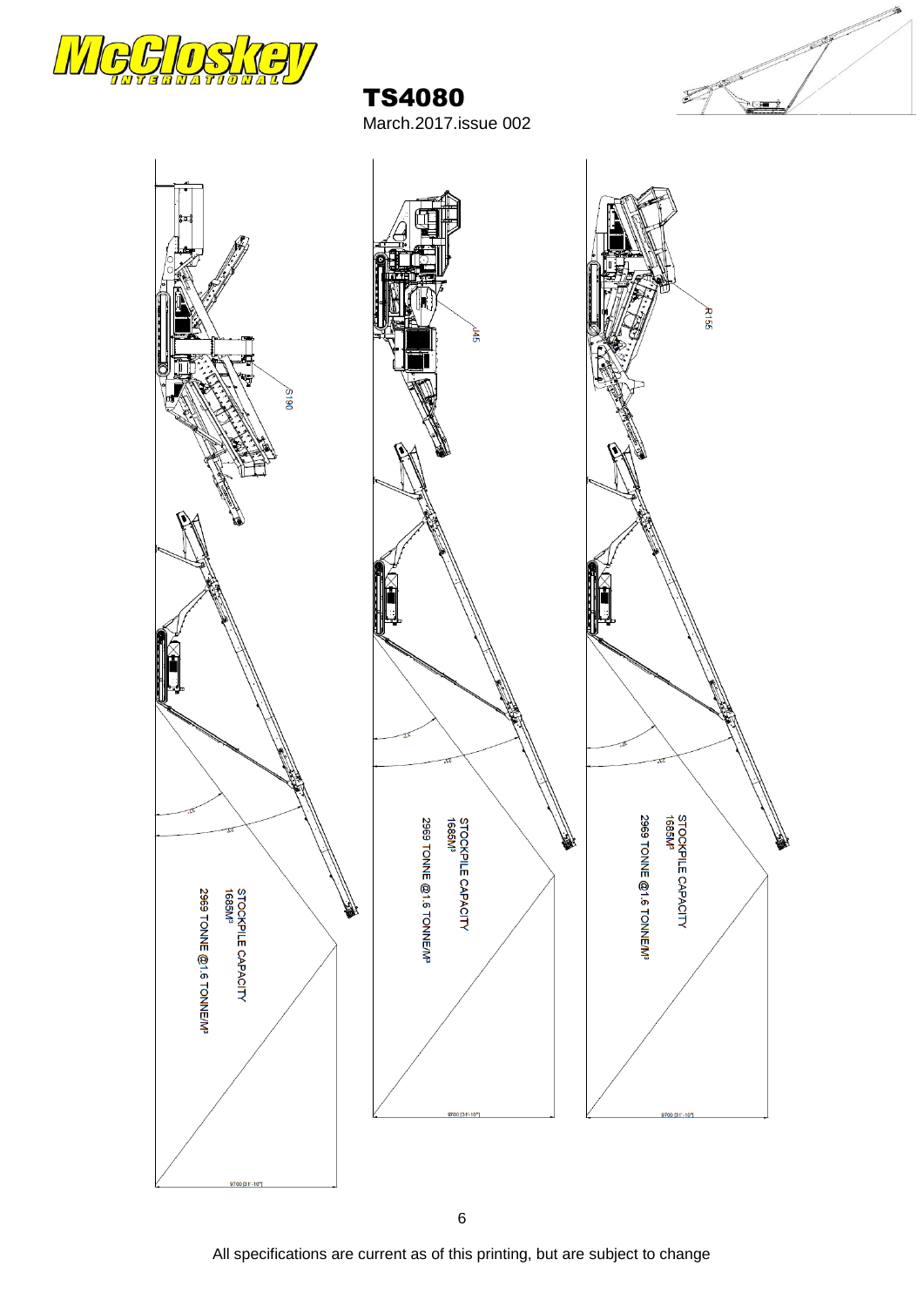# TS4080

March.2017.issue 002

S190

STOCKPILE CAPACITY
1685M³
2969 TONNE @1.6 TONNE/M³

9700 [31'-10"]

J45

STOCKPILE CAPACITY
1685M³
2969 TONNE @1.6 TONNE/M³

9700 [31'-10"]

R156

STOCKPILE CAPACITY
1685M³
2969 TONNE @1.6 TONNE/M³

9700 [31'-10"]

All specifications are current as of this printing, but are subject to change